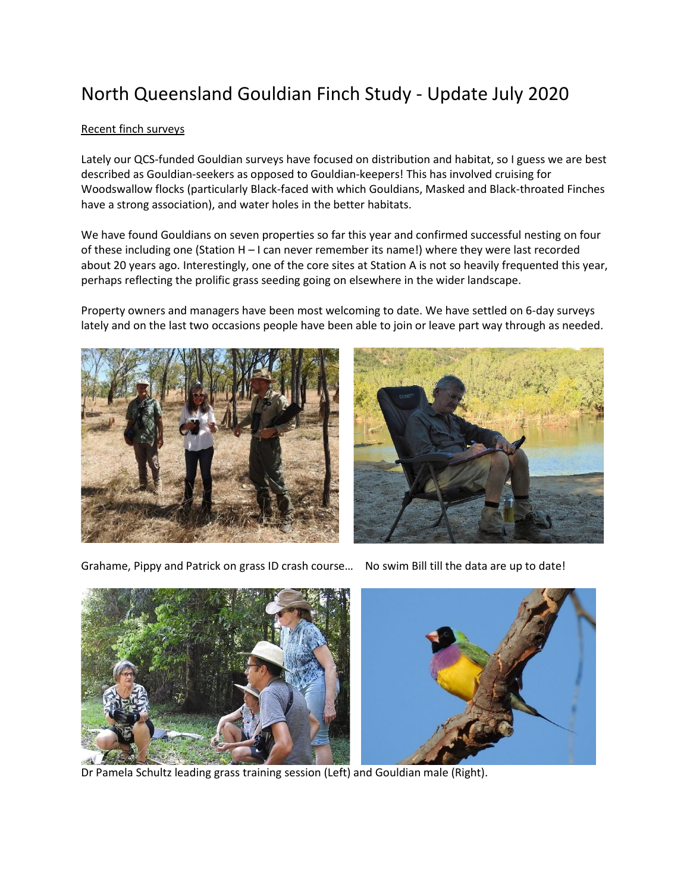# North Queensland Gouldian Finch Study - Update July 2020

<u>Recent finch surveys</u>

Lately our QCS-funded Gouldian surveys have focused on distribution and habitat, so I guess we are best described as Gouldian-seekers as opposed to Gouldian-keepers! This has involved cruising for Woodswallow flocks (particularly Black-faced with which Gouldians, Masked and Black-throated Finches have a strong association), and water holes in the better habitats.

We have found Gouldians on seven properties so far this year and confirmed successful nesting on four of these including one (Station H – I can never remember its name!) where they were last recorded about 20 years ago. Interestingly, one of the core sites at Station A is not so heavily frequented this year, perhaps reflecting the prolific grass seeding going on elsewhere in the wider landscape.

Property owners and managers have been most welcoming to date. We have settled on 6-day surveys lately and on the last two occasions people have been able to join or leave part way through as needed.

Grahame, Pippy and Patrick on grass ID crash course…

No swim Bill till the data are up to date!

Dr Pamela Schultz leading grass training session (Left) and Gouldian male (Right).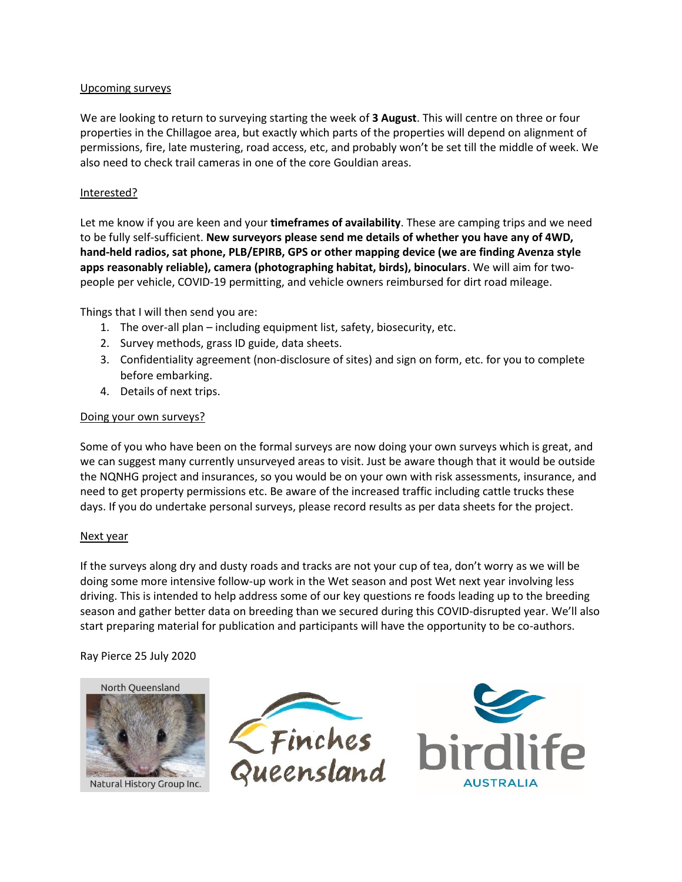Upcoming surveys

We are looking to return to surveying starting the week of **3 August**. This will centre on three or four properties in the Chillagoe area, but exactly which parts of the properties will depend on alignment of permissions, fire, late mustering, road access, etc, and probably won't be set till the middle of week. We also need to check trail cameras in one of the core Gouldian areas.

Interested?

Let me know if you are keen and your **timeframes of availability**. These are camping trips and we need to be fully self-sufficient. **New surveyors please send me details of whether you have any of 4WD, hand-held radios, sat phone, PLB/EPIRB, GPS or other mapping device (we are finding Avenza style apps reasonably reliable), camera (photographing habitat, birds), binoculars**. We will aim for two-people per vehicle, COVID-19 permitting, and vehicle owners reimbursed for dirt road mileage.

Things that I will then send you are:

1. The over-all plan – including equipment list, safety, biosecurity, etc.
2. Survey methods, grass ID guide, data sheets.
3. Confidentiality agreement (non-disclosure of sites) and sign on form, etc. for you to complete before embarking.
4. Details of next trips.

Doing your own surveys?

Some of you who have been on the formal surveys are now doing your own surveys which is great, and we can suggest many currently unsurveyed areas to visit. Just be aware though that it would be outside the NQNHG project and insurances, so you would be on your own with risk assessments, insurance, and need to get property permissions etc. Be aware of the increased traffic including cattle trucks these days. If you do undertake personal surveys, please record results as per data sheets for the project.

Next year

If the surveys along dry and dusty roads and tracks are not your cup of tea, don't worry as we will be doing some more intensive follow-up work in the Wet season and post Wet next year involving less driving. This is intended to help address some of our key questions re foods leading up to the breeding season and gather better data on breeding than we secured during this COVID-disrupted year. We'll also start preparing material for publication and participants will have the opportunity to be co-authors.

Ray Pierce 25 July 2020

North Queensland Natural History Group Inc.

Finches Queensland

birdlife AUSTRALIA